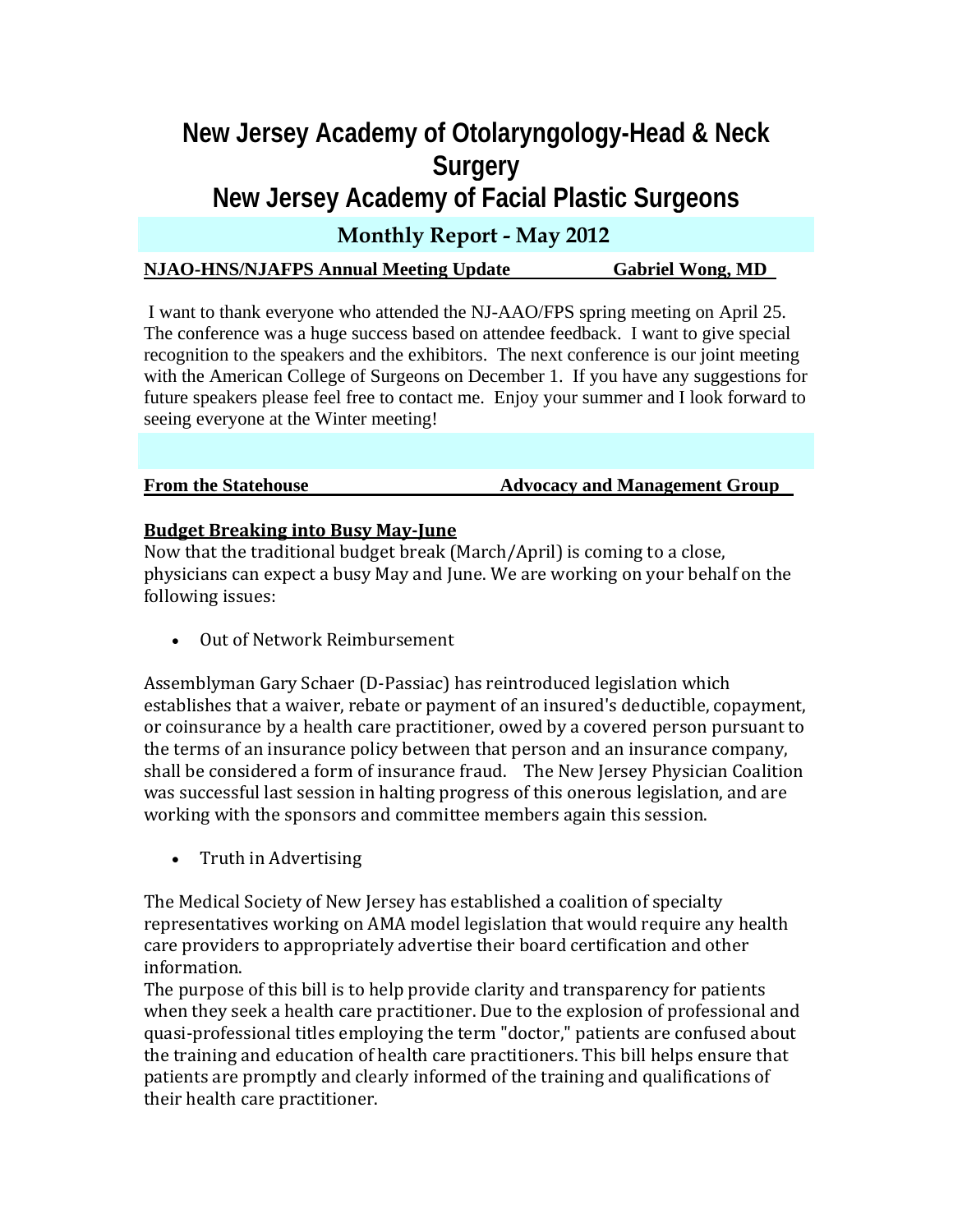# New Jersey Academy of Otolaryngology-Head & Neck Surgery

# New Jersey Academy of Facial Plastic Surgeons

## Monthly Report - May 2012

**NJAO-HNS/NJAFPS Annual Meeting Update** **Gabriel Wong, MD**

I want to thank everyone who attended the NJ-AAO/FPS spring meeting on April 25. The conference was a huge success based on attendee feedback. I want to give special recognition to the speakers and the exhibitors. The next conference is our joint meeting with the American College of Surgeons on December 1. If you have any suggestions for future speakers please feel free to contact me. Enjoy your summer and I look forward to seeing everyone at the Winter meeting!

**From the Statehouse** **Advocacy and Management Group**

**Budget Breaking into Busy May-June**

Now that the traditional budget break (March/April) is coming to a close, physicians can expect a busy May and June. We are working on your behalf on the following issues:

- Out of Network Reimbursement

Assemblyman Gary Schaer (D-Passiac) has reintroduced legislation which establishes that a waiver, rebate or payment of an insured's deductible, copayment, or coinsurance by a health care practitioner, owed by a covered person pursuant to the terms of an insurance policy between that person and an insurance company, shall be considered a form of insurance fraud. The New Jersey Physician Coalition was successful last session in halting progress of this onerous legislation, and are working with the sponsors and committee members again this session.

- Truth in Advertising

The Medical Society of New Jersey has established a coalition of specialty representatives working on AMA model legislation that would require any health care providers to appropriately advertise their board certification and other information.

The purpose of this bill is to help provide clarity and transparency for patients when they seek a health care practitioner. Due to the explosion of professional and quasi-professional titles employing the term "doctor," patients are confused about the training and education of health care practitioners. This bill helps ensure that patients are promptly and clearly informed of the training and qualifications of their health care practitioner.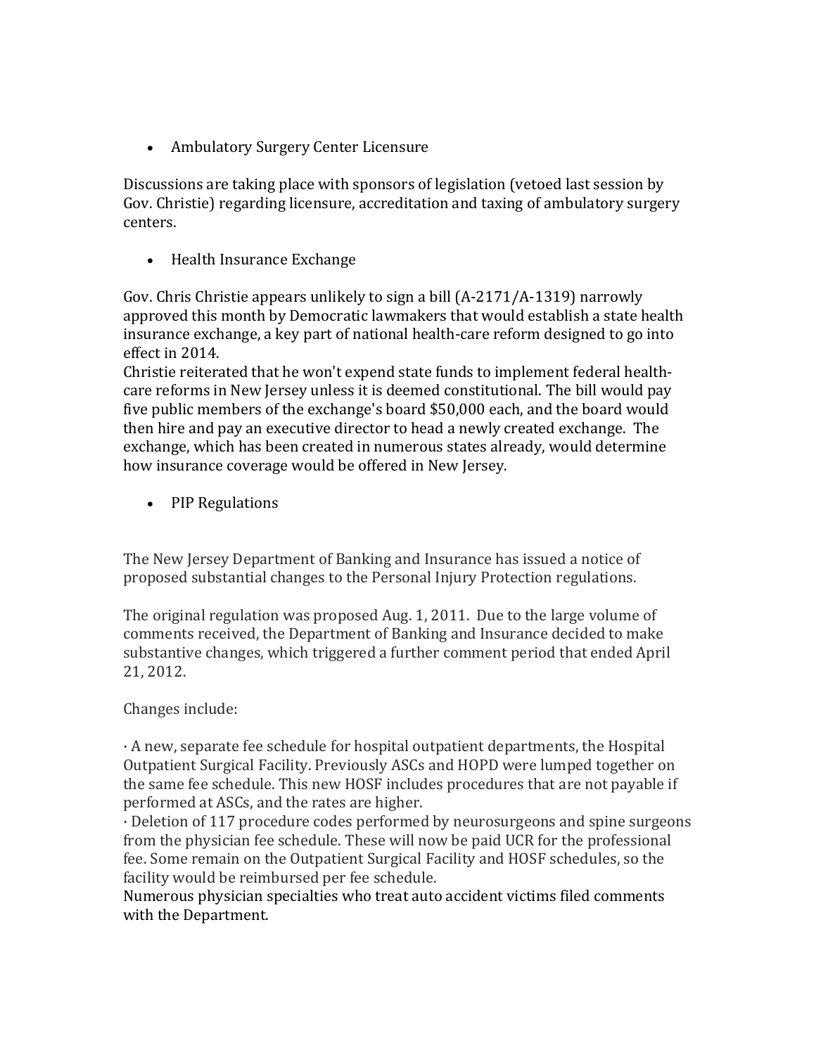- Ambulatory Surgery Center Licensure

Discussions are taking place with sponsors of legislation (vetoed last session by Gov. Christie) regarding licensure, accreditation and taxing of ambulatory surgery centers.

- Health Insurance Exchange

Gov. Chris Christie appears unlikely to sign a bill (A-2171/A-1319) narrowly approved this month by Democratic lawmakers that would establish a state health insurance exchange, a key part of national health-care reform designed to go into effect in 2014.

Christie reiterated that he won't expend state funds to implement federal health-care reforms in New Jersey unless it is deemed constitutional. The bill would pay five public members of the exchange's board $50,000 each, and the board would then hire and pay an executive director to head a newly created exchange. The exchange, which has been created in numerous states already, would determine how insurance coverage would be offered in New Jersey.

- PIP Regulations

The New Jersey Department of Banking and Insurance has issued a notice of proposed substantial changes to the Personal Injury Protection regulations.

The original regulation was proposed Aug. 1, 2011. Due to the large volume of comments received, the Department of Banking and Insurance decided to make substantive changes, which triggered a further comment period that ended April 21, 2012.

Changes include:

· A new, separate fee schedule for hospital outpatient departments, the Hospital Outpatient Surgical Facility. Previously ASCs and HOPD were lumped together on the same fee schedule. This new HOSF includes procedures that are not payable if performed at ASCs, and the rates are higher.

· Deletion of 117 procedure codes performed by neurosurgeons and spine surgeons from the physician fee schedule. These will now be paid UCR for the professional fee. Some remain on the Outpatient Surgical Facility and HOSF schedules, so the facility would be reimbursed per fee schedule.

Numerous physician specialties who treat auto accident victims filed comments with the Department.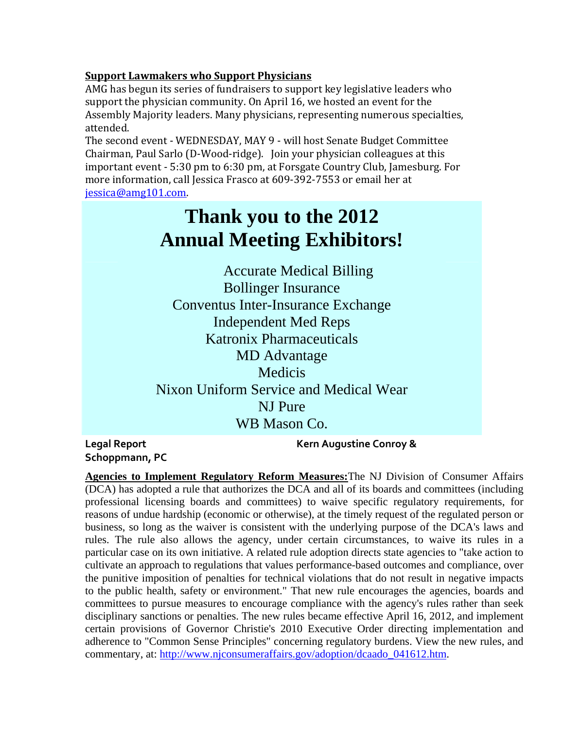**Support Lawmakers who Support Physicians**

AMG has begun its series of fundraisers to support key legislative leaders who support the physician community. On April 16, we hosted an event for the Assembly Majority leaders. Many physicians, representing numerous specialties, attended.

The second event - WEDNESDAY, MAY 9 - will host Senate Budget Committee Chairman, Paul Sarlo (D-Wood-ridge). Join your physician colleagues at this important event - 5:30 pm to 6:30 pm, at Forsgate Country Club, Jamesburg. For more information, call Jessica Frasco at 609-392-7553 or email her at jessica@amg101.com.

# Thank you to the 2012 Annual Meeting Exhibitors!

Accurate Medical Billing
Bollinger Insurance
Conventus Inter-Insurance Exchange
Independent Med Reps
Katronix Pharmaceuticals
MD Advantage
Medicis
Nixon Uniform Service and Medical Wear
NJ Pure
WB Mason Co.

**Legal Report** **Kern Augustine Conroy & Schoppmann, PC**

**Agencies to Implement Regulatory Reform Measures:** The NJ Division of Consumer Affairs (DCA) has adopted a rule that authorizes the DCA and all of its boards and committees (including professional licensing boards and committees) to waive specific regulatory requirements, for reasons of undue hardship (economic or otherwise), at the timely request of the regulated person or business, so long as the waiver is consistent with the underlying purpose of the DCA's laws and rules. The rule also allows the agency, under certain circumstances, to waive its rules in a particular case on its own initiative. A related rule adoption directs state agencies to "take action to cultivate an approach to regulations that values performance-based outcomes and compliance, over the punitive imposition of penalties for technical violations that do not result in negative impacts to the public health, safety or environment." That new rule encourages the agencies, boards and committees to pursue measures to encourage compliance with the agency's rules rather than seek disciplinary sanctions or penalties. The new rules became effective April 16, 2012, and implement certain provisions of Governor Christie's 2010 Executive Order directing implementation and adherence to "Common Sense Principles" concerning regulatory burdens. View the new rules, and commentary, at: http://www.njconsumeraffairs.gov/adoption/dcaado_041612.htm.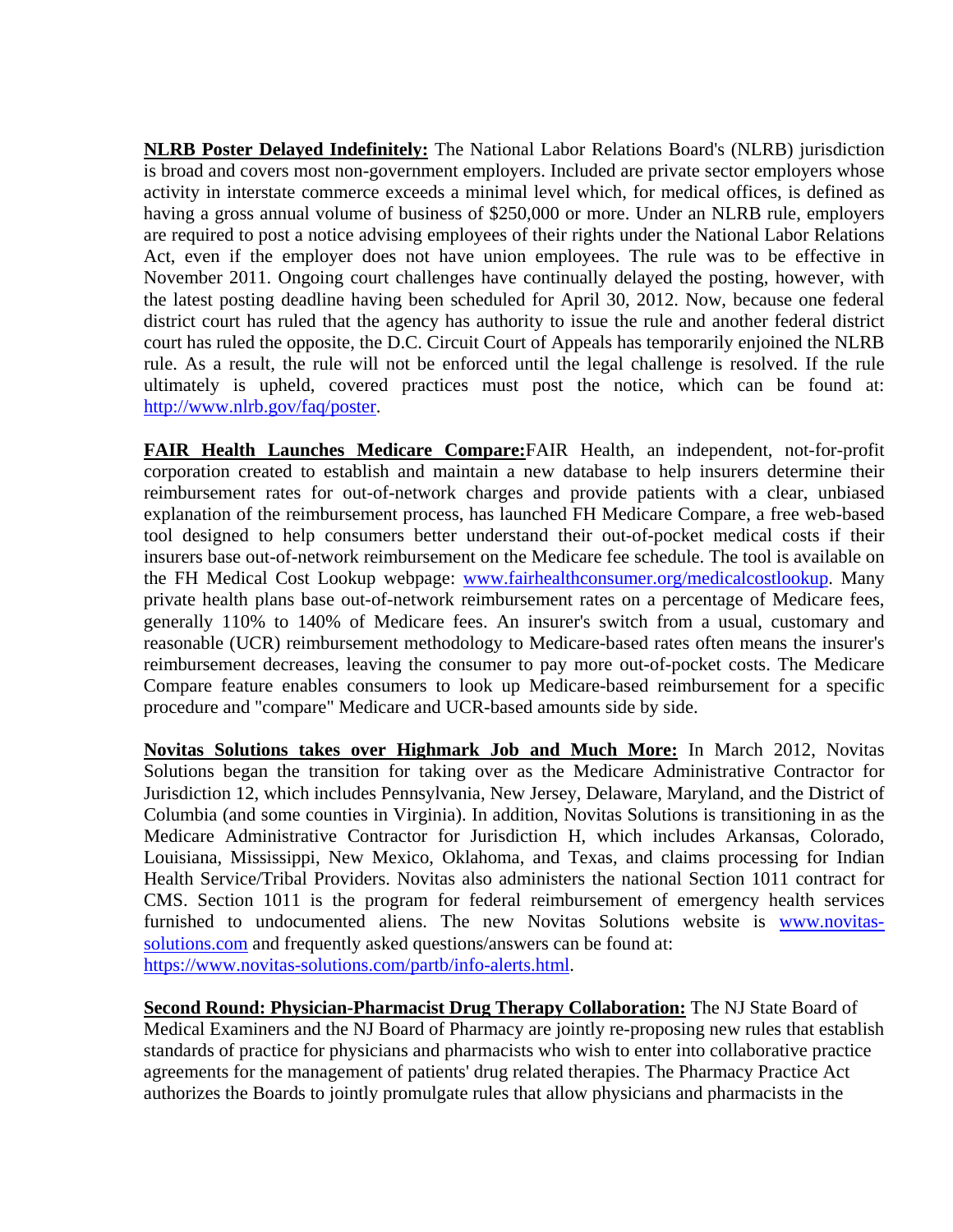**NLRB Poster Delayed Indefinitely:** The National Labor Relations Board's (NLRB) jurisdiction is broad and covers most non-government employers. Included are private sector employers whose activity in interstate commerce exceeds a minimal level which, for medical offices, is defined as having a gross annual volume of business of $250,000 or more. Under an NLRB rule, employers are required to post a notice advising employees of their rights under the National Labor Relations Act, even if the employer does not have union employees. The rule was to be effective in November 2011. Ongoing court challenges have continually delayed the posting, however, with the latest posting deadline having been scheduled for April 30, 2012. Now, because one federal district court has ruled that the agency has authority to issue the rule and another federal district court has ruled the opposite, the D.C. Circuit Court of Appeals has temporarily enjoined the NLRB rule. As a result, the rule will not be enforced until the legal challenge is resolved. If the rule ultimately is upheld, covered practices must post the notice, which can be found at: [http://www.nlrb.gov/faq/poster](http://www.nlrb.gov/faq/poster).

**FAIR Health Launches Medicare Compare:** FAIR Health, an independent, not-for-profit corporation created to establish and maintain a new database to help insurers determine their reimbursement rates for out-of-network charges and provide patients with a clear, unbiased explanation of the reimbursement process, has launched FH Medicare Compare, a free web-based tool designed to help consumers better understand their out-of-pocket medical costs if their insurers base out-of-network reimbursement on the Medicare fee schedule. The tool is available on the FH Medical Cost Lookup webpage: [www.fairhealthconsumer.org/medicalcostlookup](http://www.fairhealthconsumer.org/medicalcostlookup). Many private health plans base out-of-network reimbursement rates on a percentage of Medicare fees, generally 110% to 140% of Medicare fees. An insurer's switch from a usual, customary and reasonable (UCR) reimbursement methodology to Medicare-based rates often means the insurer's reimbursement decreases, leaving the consumer to pay more out-of-pocket costs. The Medicare Compare feature enables consumers to look up Medicare-based reimbursement for a specific procedure and "compare" Medicare and UCR-based amounts side by side.

**Novitas Solutions takes over Highmark Job and Much More:** In March 2012, Novitas Solutions began the transition for taking over as the Medicare Administrative Contractor for Jurisdiction 12, which includes Pennsylvania, New Jersey, Delaware, Maryland, and the District of Columbia (and some counties in Virginia). In addition, Novitas Solutions is transitioning in as the Medicare Administrative Contractor for Jurisdiction H, which includes Arkansas, Colorado, Louisiana, Mississippi, New Mexico, Oklahoma, and Texas, and claims processing for Indian Health Service/Tribal Providers. Novitas also administers the national Section 1011 contract for CMS. Section 1011 is the program for federal reimbursement of emergency health services furnished to undocumented aliens. The new Novitas Solutions website is [www.novitas-solutions.com](http://www.novitas-solutions.com) and frequently asked questions/answers can be found at: [https://www.novitas-solutions.com/partb/info-alerts.html](https://www.novitas-solutions.com/partb/info-alerts.html).

**Second Round: Physician-Pharmacist Drug Therapy Collaboration:** The NJ State Board of Medical Examiners and the NJ Board of Pharmacy are jointly re-proposing new rules that establish standards of practice for physicians and pharmacists who wish to enter into collaborative practice agreements for the management of patients' drug related therapies. The Pharmacy Practice Act authorizes the Boards to jointly promulgate rules that allow physicians and pharmacists in the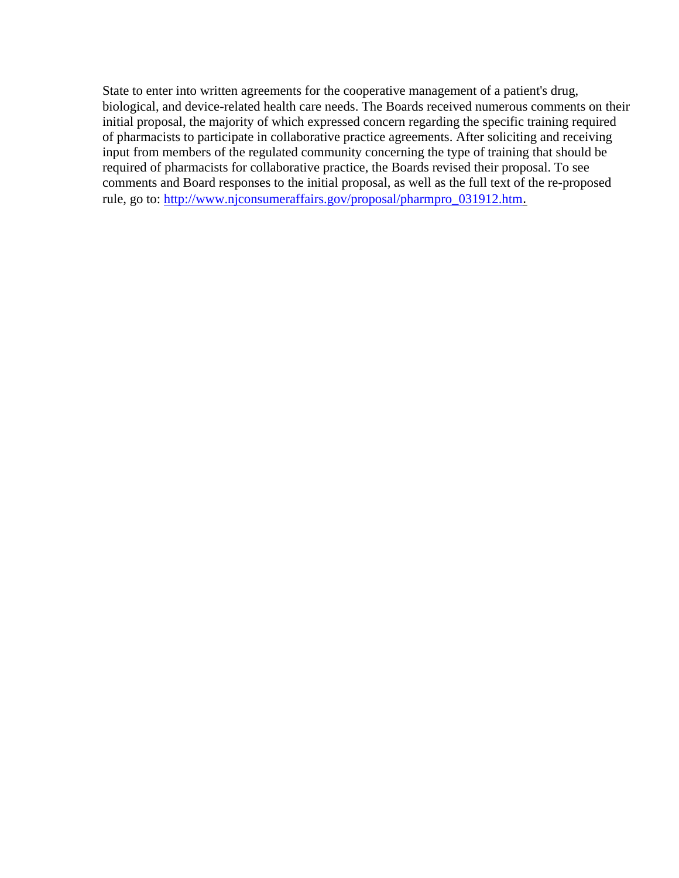State to enter into written agreements for the cooperative management of a patient's drug, biological, and device-related health care needs. The Boards received numerous comments on their initial proposal, the majority of which expressed concern regarding the specific training required of pharmacists to participate in collaborative practice agreements. After soliciting and receiving input from members of the regulated community concerning the type of training that should be required of pharmacists for collaborative practice, the Boards revised their proposal. To see comments and Board responses to the initial proposal, as well as the full text of the re-proposed rule, go to: [http://www.njconsumeraffairs.gov/proposal/pharmpro_031912.htm](http://www.njconsumeraffairs.gov/proposal/pharmpro_031912.htm).